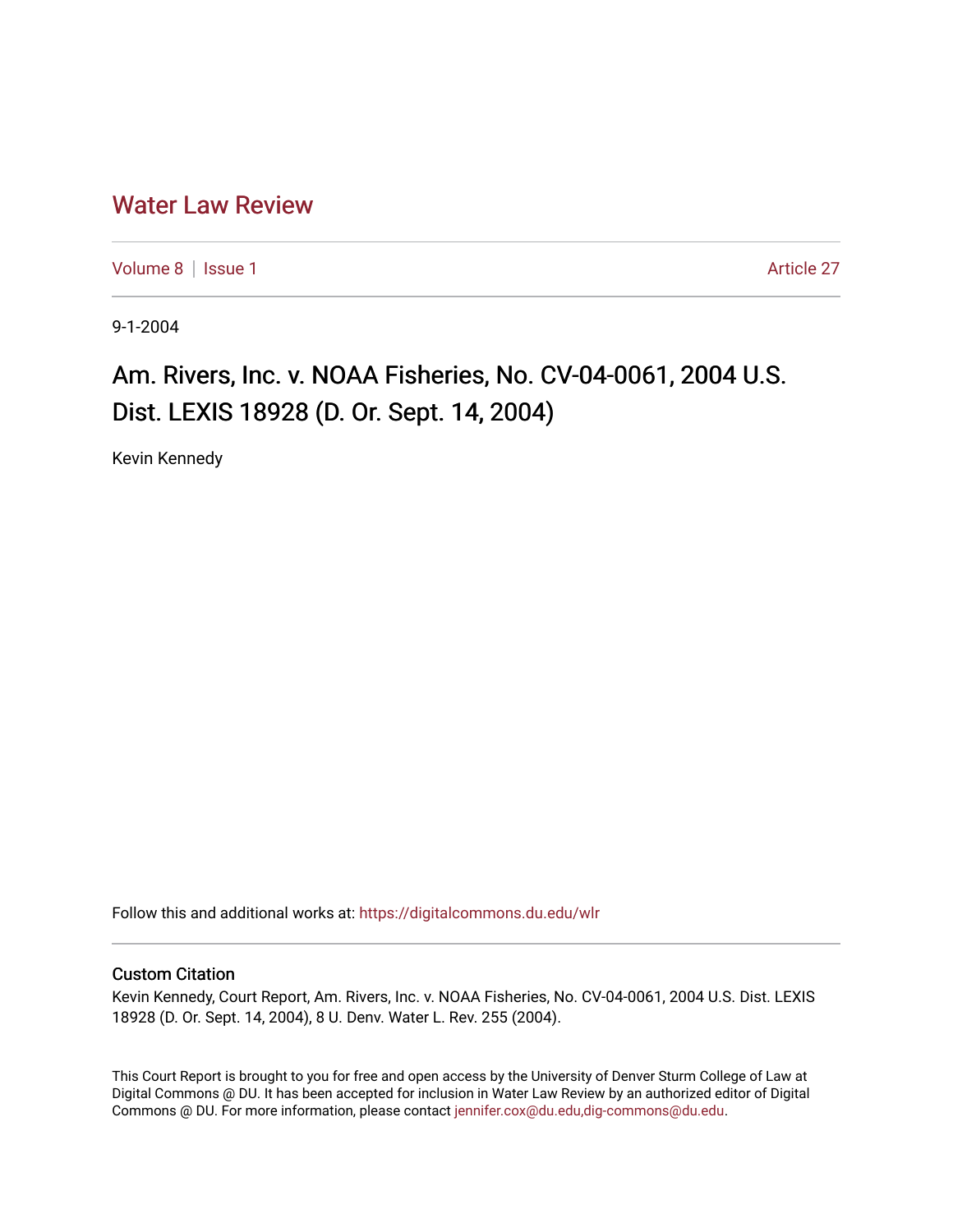# Water Law Review

Volume 8 | Issue 1 Article 27

9-1-2004

## Am. Rivers, Inc. v. NOAA Fisheries, No. CV-04-0061, 2004 U.S. Dist. LEXIS 18928 (D. Or. Sept. 14, 2004)

Kevin Kennedy

Follow this and additional works at: https://digitalcommons.du.edu/wlr

### Custom Citation

Kevin Kennedy, Court Report, Am. Rivers, Inc. v. NOAA Fisheries, No. CV-04-0061, 2004 U.S. Dist. LEXIS 18928 (D. Or. Sept. 14, 2004), 8 U. Denv. Water L. Rev. 255 (2004).

This Court Report is brought to you for free and open access by the University of Denver Sturm College of Law at Digital Commons @ DU. It has been accepted for inclusion in Water Law Review by an authorized editor of Digital Commons @ DU. For more information, please contact jennifer.cox@du.edu,dig-commons@du.edu.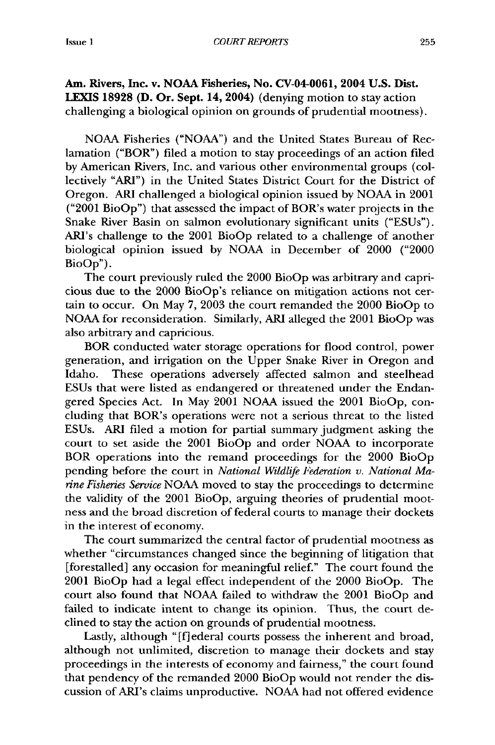**Am. Rivers, Inc. v. NOAA Fisheries, No. CV-04-0061, 2004 U.S. Dist. LEXIS 18928 (D. Or. Sept. 14, 2004)** (denying motion to stay action challenging a biological opinion on grounds of prudential mootness).

NOAA Fisheries ("NOAA") and the United States Bureau of Reclamation ("BOR") filed a motion to stay proceedings of an action filed by American Rivers, Inc. and various other environmental groups (collectively "ARI") in the United States District Court for the District of Oregon. ARI challenged a biological opinion issued by NOAA in 2001 ("2001 BioOp") that assessed the impact of BOR's water projects in the Snake River Basin on salmon evolutionary significant units ("ESUs"). ARI's challenge to the 2001 BioOp related to a challenge of another biological opinion issued by NOAA in December of 2000 ("2000 BioOp").

The court previously ruled the 2000 BioOp was arbitrary and capricious due to the 2000 BioOp's reliance on mitigation actions not certain to occur. On May 7, 2003 the court remanded the 2000 BioOp to NOAA for reconsideration. Similarly, ARI alleged the 2001 BioOp was also arbitrary and capricious.

BOR conducted water storage operations for flood control, power generation, and irrigation on the Upper Snake River in Oregon and Idaho. These operations adversely affected salmon and steelhead ESUs that were listed as endangered or threatened under the Endangered Species Act. In May 2001 NOAA issued the 2001 BioOp, concluding that BOR's operations were not a serious threat to the listed ESUs. ARI filed a motion for partial summary judgment asking the court to set aside the 2001 BioOp and order NOAA to incorporate BOR operations into the remand proceedings for the 2000 BioOp pending before the court in *National Wildlife Federation v. National Marine Fisheries Service* NOAA moved to stay the proceedings to determine the validity of the 2001 BioOp, arguing theories of prudential mootness and the broad discretion of federal courts to manage their dockets in the interest of economy.

The court summarized the central factor of prudential mootness as whether "circumstances changed since the beginning of litigation that [forestalled] any occasion for meaningful relief." The court found the 2001 BioOp had a legal effect independent of the 2000 BioOp. The court also found that NOAA failed to withdraw the 2001 BioOp and failed to indicate intent to change its opinion. Thus, the court declined to stay the action on grounds of prudential mootness.

Lastly, although "[f]ederal courts possess the inherent and broad, although not unlimited, discretion to manage their dockets and stay proceedings in the interests of economy and fairness," the court found that pendency of the remanded 2000 BioOp would not render the discussion of ARI's claims unproductive. NOAA had not offered evidence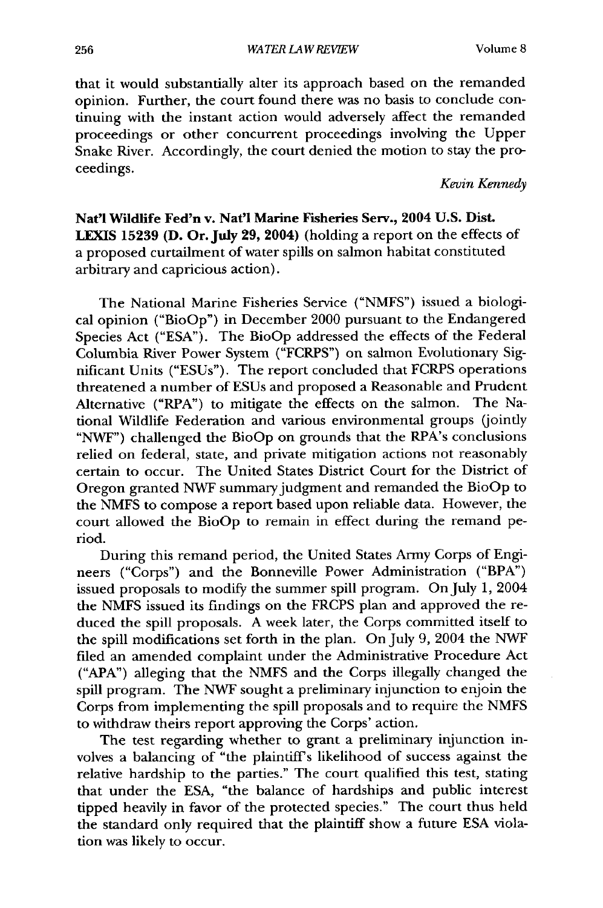that it would substantially alter its approach based on the remanded opinion. Further, the court found there was no basis to conclude continuing with the instant action would adversely affect the remanded proceedings or other concurrent proceedings involving the Upper Snake River. Accordingly, the court denied the motion to stay the proceedings.

*Kevin Kennedy*

**Nat'l Wildlife Fed'n v. Nat'l Marine Fisheries Serv., 2004 U.S. Dist. LEXIS 15239 (D. Or. July 29, 2004)** (holding a report on the effects of a proposed curtailment of water spills on salmon habitat constituted arbitrary and capricious action).

The National Marine Fisheries Service ("NMFS") issued a biological opinion ("BioOp") in December 2000 pursuant to the Endangered Species Act ("ESA"). The BioOp addressed the effects of the Federal Columbia River Power System ("FCRPS") on salmon Evolutionary Significant Units ("ESUs"). The report concluded that FCRPS operations threatened a number of ESUs and proposed a Reasonable and Prudent Alternative ("RPA") to mitigate the effects on the salmon. The National Wildlife Federation and various environmental groups (jointly "NWF") challenged the BioOp on grounds that the RPA's conclusions relied on federal, state, and private mitigation actions not reasonably certain to occur. The United States District Court for the District of Oregon granted NWF summary judgment and remanded the BioOp to the NMFS to compose a report based upon reliable data. However, the court allowed the BioOp to remain in effect during the remand period.

During this remand period, the United States Army Corps of Engineers ("Corps") and the Bonneville Power Administration ("BPA") issued proposals to modify the summer spill program. On July 1, 2004 the NMFS issued its findings on the FRCPS plan and approved the reduced the spill proposals. A week later, the Corps committed itself to the spill modifications set forth in the plan. On July 9, 2004 the NWF filed an amended complaint under the Administrative Procedure Act ("APA") alleging that the NMFS and the Corps illegally changed the spill program. The NWF sought a preliminary injunction to enjoin the Corps from implementing the spill proposals and to require the NMFS to withdraw theirs report approving the Corps' action.

The test regarding whether to grant a preliminary injunction involves a balancing of "the plaintiff's likelihood of success against the relative hardship to the parties." The court qualified this test, stating that under the ESA, "the balance of hardships and public interest tipped heavily in favor of the protected species." The court thus held the standard only required that the plaintiff show a future ESA violation was likely to occur.